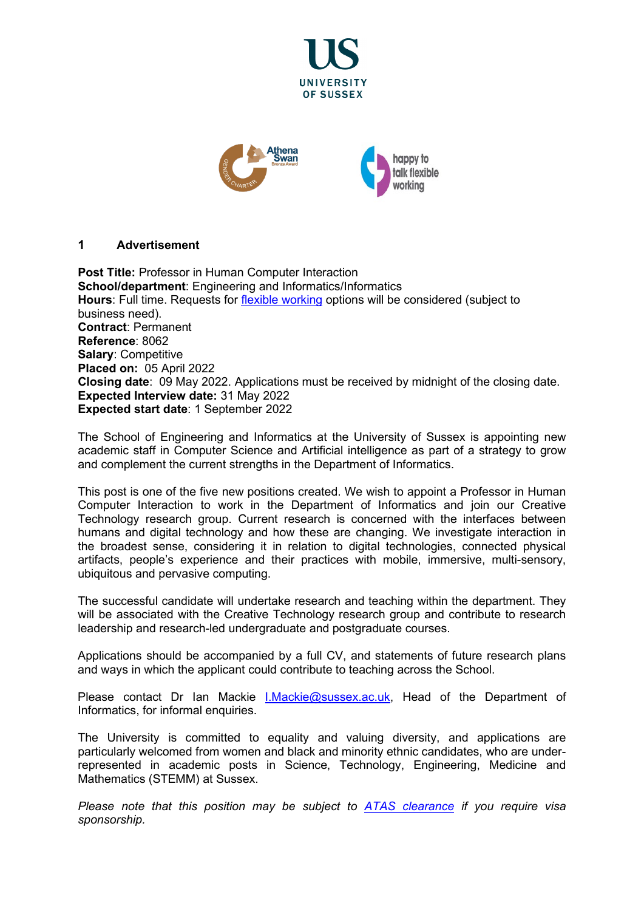## 1 Advertisement

**Post Title:** Professor in Human Computer Interaction
**School/department**: Engineering and Informatics/Informatics
**Hours**: Full time. Requests for [flexible working] options will be considered (subject to business need).
**Contract**: Permanent
**Reference**: 8062
**Salary**: Competitive
**Placed on:** 05 April 2022
**Closing date**: 09 May 2022. Applications must be received by midnight of the closing date.
**Expected Interview date:** 31 May 2022
**Expected start date**: 1 September 2022

The School of Engineering and Informatics at the University of Sussex is appointing new academic staff in Computer Science and Artificial intelligence as part of a strategy to grow and complement the current strengths in the Department of Informatics.

This post is one of the five new positions created. We wish to appoint a Professor in Human Computer Interaction to work in the Department of Informatics and join our Creative Technology research group. Current research is concerned with the interfaces between humans and digital technology and how these are changing. We investigate interaction in the broadest sense, considering it in relation to digital technologies, connected physical artifacts, people's experience and their practices with mobile, immersive, multi-sensory, ubiquitous and pervasive computing.

The successful candidate will undertake research and teaching within the department. They will be associated with the Creative Technology research group and contribute to research leadership and research-led undergraduate and postgraduate courses.

Applications should be accompanied by a full CV, and statements of future research plans and ways in which the applicant could contribute to teaching across the School.

Please contact Dr Ian Mackie I.Mackie@sussex.ac.uk, Head of the Department of Informatics, for informal enquiries.

The University is committed to equality and valuing diversity, and applications are particularly welcomed from women and black and minority ethnic candidates, who are under-represented in academic posts in Science, Technology, Engineering, Medicine and Mathematics (STEMM) at Sussex.

*Please note that this position may be subject to ATAS clearance if you require visa sponsorship.*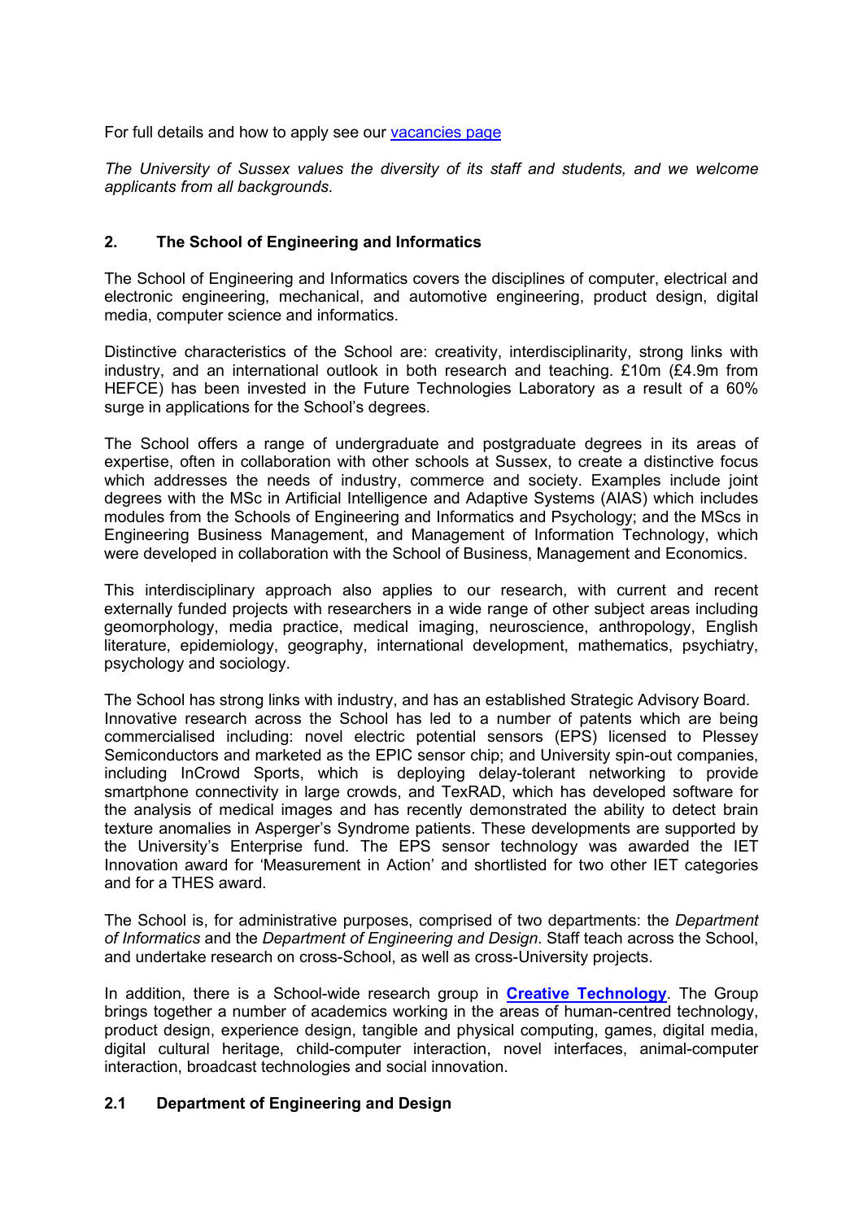For full details and how to apply see our [vacancies page]

*The University of Sussex values the diversity of its staff and students, and we welcome applicants from all backgrounds.*

## 2. The School of Engineering and Informatics

The School of Engineering and Informatics covers the disciplines of computer, electrical and electronic engineering, mechanical, and automotive engineering, product design, digital media, computer science and informatics.

Distinctive characteristics of the School are: creativity, interdisciplinarity, strong links with industry, and an international outlook in both research and teaching. £10m (£4.9m from HEFCE) has been invested in the Future Technologies Laboratory as a result of a 60% surge in applications for the School's degrees.

The School offers a range of undergraduate and postgraduate degrees in its areas of expertise, often in collaboration with other schools at Sussex, to create a distinctive focus which addresses the needs of industry, commerce and society. Examples include joint degrees with the MSc in Artificial Intelligence and Adaptive Systems (AIAS) which includes modules from the Schools of Engineering and Informatics and Psychology; and the MScs in Engineering Business Management, and Management of Information Technology, which were developed in collaboration with the School of Business, Management and Economics.

This interdisciplinary approach also applies to our research, with current and recent externally funded projects with researchers in a wide range of other subject areas including geomorphology, media practice, medical imaging, neuroscience, anthropology, English literature, epidemiology, geography, international development, mathematics, psychiatry, psychology and sociology.

The School has strong links with industry, and has an established Strategic Advisory Board. Innovative research across the School has led to a number of patents which are being commercialised including: novel electric potential sensors (EPS) licensed to Plessey Semiconductors and marketed as the EPIC sensor chip; and University spin-out companies, including InCrowd Sports, which is deploying delay-tolerant networking to provide smartphone connectivity in large crowds, and TexRAD, which has developed software for the analysis of medical images and has recently demonstrated the ability to detect brain texture anomalies in Asperger's Syndrome patients. These developments are supported by the University's Enterprise fund. The EPS sensor technology was awarded the IET Innovation award for 'Measurement in Action' and shortlisted for two other IET categories and for a THES award.

The School is, for administrative purposes, comprised of two departments: the *Department of Informatics* and the *Department of Engineering and Design*. Staff teach across the School, and undertake research on cross-School, as well as cross-University projects.

In addition, there is a School-wide research group in **[Creative Technology]**. The Group brings together a number of academics working in the areas of human-centred technology, product design, experience design, tangible and physical computing, games, digital media, digital cultural heritage, child-computer interaction, novel interfaces, animal-computer interaction, broadcast technologies and social innovation.

### 2.1 Department of Engineering and Design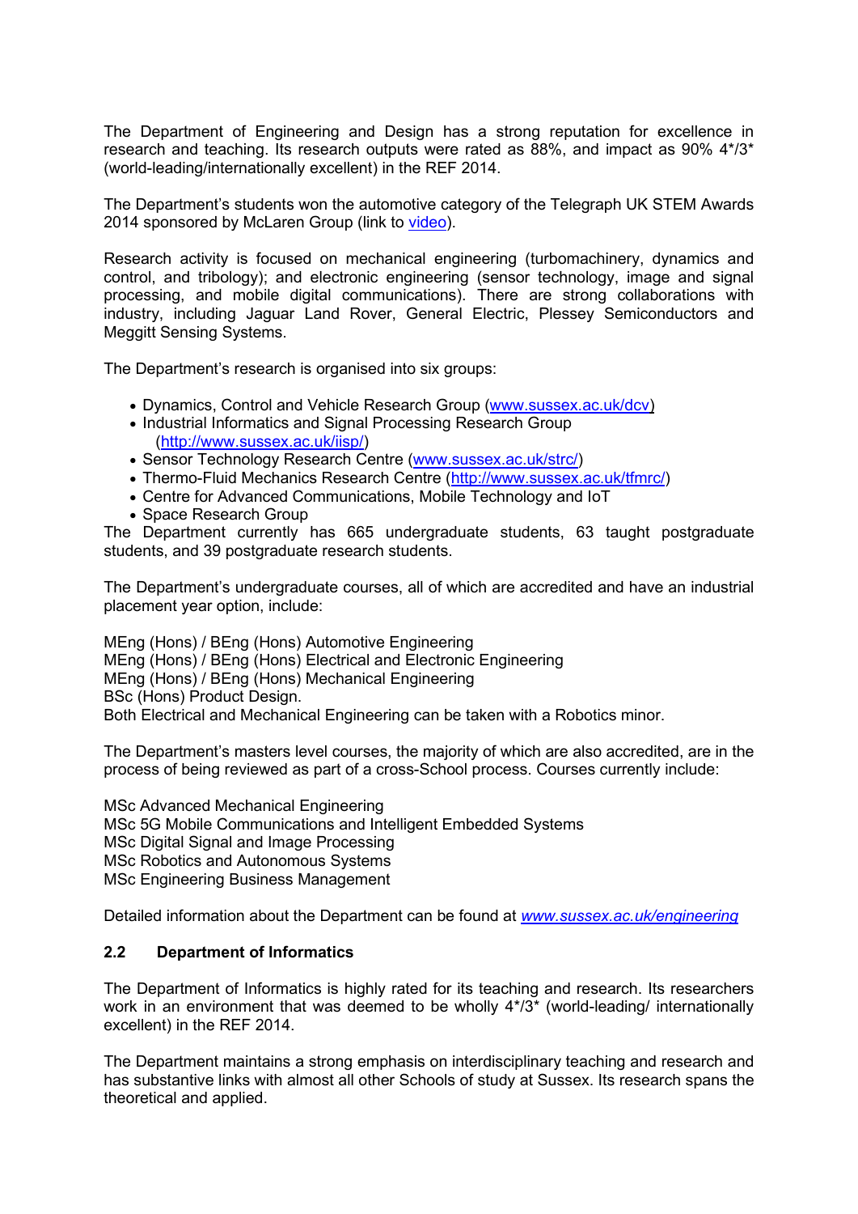The Department of Engineering and Design has a strong reputation for excellence in research and teaching. Its research outputs were rated as 88%, and impact as 90% 4*/3* (world-leading/internationally excellent) in the REF 2014.

The Department's students won the automotive category of the Telegraph UK STEM Awards 2014 sponsored by McLaren Group (link to video).

Research activity is focused on mechanical engineering (turbomachinery, dynamics and control, and tribology); and electronic engineering (sensor technology, image and signal processing, and mobile digital communications). There are strong collaborations with industry, including Jaguar Land Rover, General Electric, Plessey Semiconductors and Meggitt Sensing Systems.

The Department's research is organised into six groups:

- Dynamics, Control and Vehicle Research Group (www.sussex.ac.uk/dcv)
- Industrial Informatics and Signal Processing Research Group (http://www.sussex.ac.uk/iisp/)
- Sensor Technology Research Centre (www.sussex.ac.uk/strc/)
- Thermo-Fluid Mechanics Research Centre (http://www.sussex.ac.uk/tfmrc/)
- Centre for Advanced Communications, Mobile Technology and IoT
- Space Research Group

The Department currently has 665 undergraduate students, 63 taught postgraduate students, and 39 postgraduate research students.

The Department's undergraduate courses, all of which are accredited and have an industrial placement year option, include:

MEng (Hons) / BEng (Hons) Automotive Engineering
MEng (Hons) / BEng (Hons) Electrical and Electronic Engineering
MEng (Hons) / BEng (Hons) Mechanical Engineering
BSc (Hons) Product Design.
Both Electrical and Mechanical Engineering can be taken with a Robotics minor.

The Department's masters level courses, the majority of which are also accredited, are in the process of being reviewed as part of a cross-School process. Courses currently include:

MSc Advanced Mechanical Engineering
MSc 5G Mobile Communications and Intelligent Embedded Systems
MSc Digital Signal and Image Processing
MSc Robotics and Autonomous Systems
MSc Engineering Business Management

Detailed information about the Department can be found at *www.sussex.ac.uk/engineering*

### 2.2 Department of Informatics

The Department of Informatics is highly rated for its teaching and research. Its researchers work in an environment that was deemed to be wholly 4*/3* (world-leading/ internationally excellent) in the REF 2014.

The Department maintains a strong emphasis on interdisciplinary teaching and research and has substantive links with almost all other Schools of study at Sussex. Its research spans the theoretical and applied.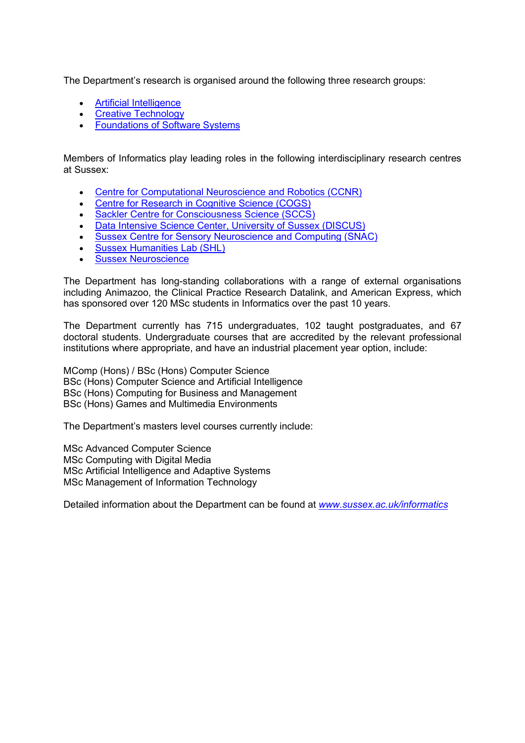The Department's research is organised around the following three research groups:

- Artificial Intelligence
- Creative Technology
- Foundations of Software Systems

Members of Informatics play leading roles in the following interdisciplinary research centres at Sussex:

- Centre for Computational Neuroscience and Robotics (CCNR)
- Centre for Research in Cognitive Science (COGS)
- Sackler Centre for Consciousness Science (SCCS)
- Data Intensive Science Center, University of Sussex (DISCUS)
- Sussex Centre for Sensory Neuroscience and Computing (SNAC)
- Sussex Humanities Lab (SHL)
- Sussex Neuroscience

The Department has long-standing collaborations with a range of external organisations including Animazoo, the Clinical Practice Research Datalink, and American Express, which has sponsored over 120 MSc students in Informatics over the past 10 years.

The Department currently has 715 undergraduates, 102 taught postgraduates, and 67 doctoral students. Undergraduate courses that are accredited by the relevant professional institutions where appropriate, and have an industrial placement year option, include:

MComp (Hons) / BSc (Hons) Computer Science
BSc (Hons) Computer Science and Artificial Intelligence
BSc (Hons) Computing for Business and Management
BSc (Hons) Games and Multimedia Environments

The Department's masters level courses currently include:

MSc Advanced Computer Science
MSc Computing with Digital Media
MSc Artificial Intelligence and Adaptive Systems
MSc Management of Information Technology

Detailed information about the Department can be found at *www.sussex.ac.uk/informatics*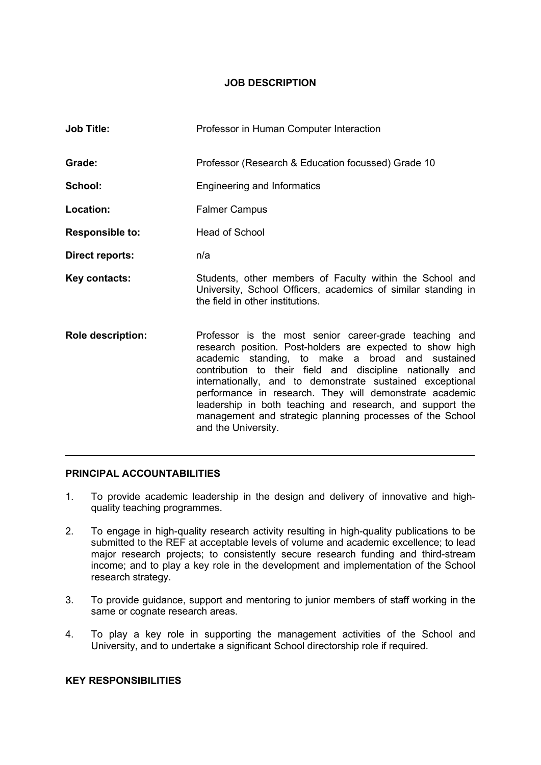# JOB DESCRIPTION

**Job Title:** Professor in Human Computer Interaction

**Grade:** Professor (Research & Education focussed) Grade 10

**School:** Engineering and Informatics

**Location:** Falmer Campus

**Responsible to:** Head of School

**Direct reports:** n/a

**Key contacts:** Students, other members of Faculty within the School and University, School Officers, academics of similar standing in the field in other institutions.

**Role description:** Professor is the most senior career-grade teaching and research position. Post-holders are expected to show high academic standing, to make a broad and sustained contribution to their field and discipline nationally and internationally, and to demonstrate sustained exceptional performance in research. They will demonstrate academic leadership in both teaching and research, and support the management and strategic planning processes of the School and the University.

---

## PRINCIPAL ACCOUNTABILITIES

1. To provide academic leadership in the design and delivery of innovative and high-quality teaching programmes.
2. To engage in high-quality research activity resulting in high-quality publications to be submitted to the REF at acceptable levels of volume and academic excellence; to lead major research projects; to consistently secure research funding and third-stream income; and to play a key role in the development and implementation of the School research strategy.
3. To provide guidance, support and mentoring to junior members of staff working in the same or cognate research areas.
4. To play a key role in supporting the management activities of the School and University, and to undertake a significant School directorship role if required.

## KEY RESPONSIBILITIES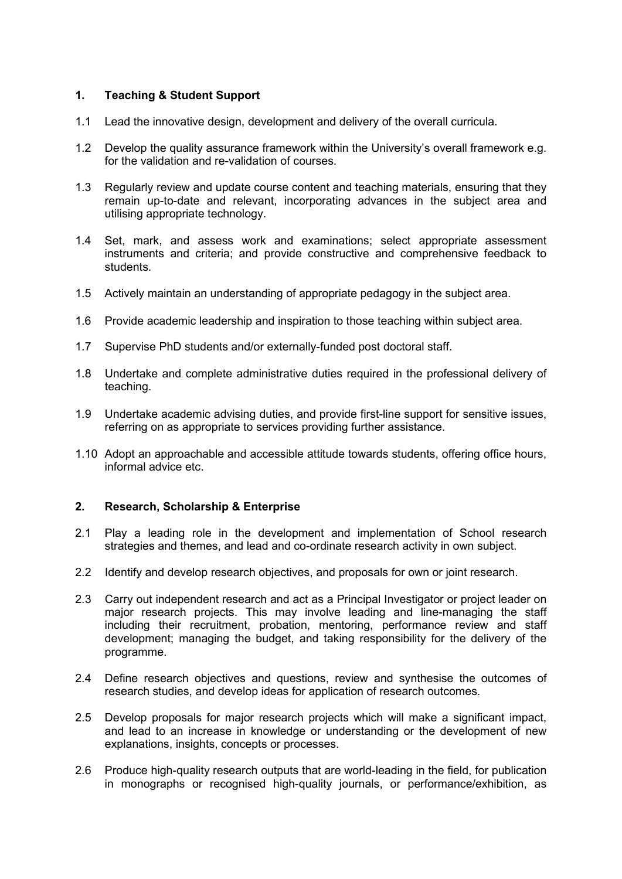## 1. Teaching & Student Support

1.1 Lead the innovative design, development and delivery of the overall curricula.

1.2 Develop the quality assurance framework within the University's overall framework e.g. for the validation and re-validation of courses.

1.3 Regularly review and update course content and teaching materials, ensuring that they remain up-to-date and relevant, incorporating advances in the subject area and utilising appropriate technology.

1.4 Set, mark, and assess work and examinations; select appropriate assessment instruments and criteria; and provide constructive and comprehensive feedback to students.

1.5 Actively maintain an understanding of appropriate pedagogy in the subject area.

1.6 Provide academic leadership and inspiration to those teaching within subject area.

1.7 Supervise PhD students and/or externally-funded post doctoral staff.

1.8 Undertake and complete administrative duties required in the professional delivery of teaching.

1.9 Undertake academic advising duties, and provide first-line support for sensitive issues, referring on as appropriate to services providing further assistance.

1.10 Adopt an approachable and accessible attitude towards students, offering office hours, informal advice etc.

## 2. Research, Scholarship & Enterprise

2.1 Play a leading role in the development and implementation of School research strategies and themes, and lead and co-ordinate research activity in own subject.

2.2 Identify and develop research objectives, and proposals for own or joint research.

2.3 Carry out independent research and act as a Principal Investigator or project leader on major research projects. This may involve leading and line-managing the staff including their recruitment, probation, mentoring, performance review and staff development; managing the budget, and taking responsibility for the delivery of the programme.

2.4 Define research objectives and questions, review and synthesise the outcomes of research studies, and develop ideas for application of research outcomes.

2.5 Develop proposals for major research projects which will make a significant impact, and lead to an increase in knowledge or understanding or the development of new explanations, insights, concepts or processes.

2.6 Produce high-quality research outputs that are world-leading in the field, for publication in monographs or recognised high-quality journals, or performance/exhibition, as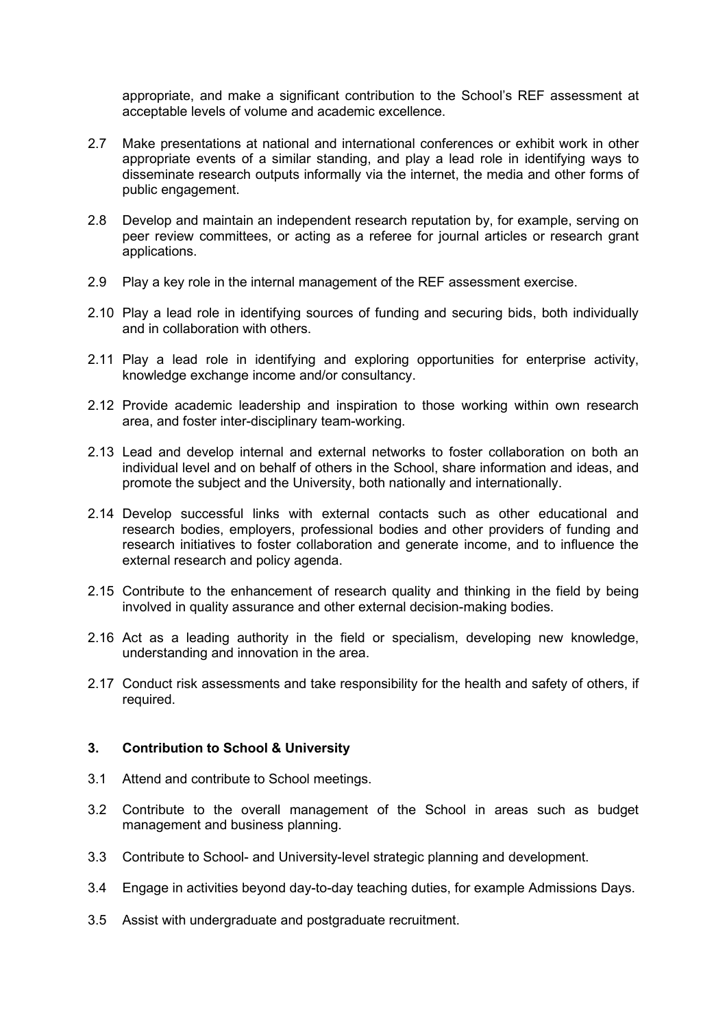appropriate, and make a significant contribution to the School's REF assessment at acceptable levels of volume and academic excellence.

2.7 Make presentations at national and international conferences or exhibit work in other appropriate events of a similar standing, and play a lead role in identifying ways to disseminate research outputs informally via the internet, the media and other forms of public engagement.

2.8 Develop and maintain an independent research reputation by, for example, serving on peer review committees, or acting as a referee for journal articles or research grant applications.

2.9 Play a key role in the internal management of the REF assessment exercise.

2.10 Play a lead role in identifying sources of funding and securing bids, both individually and in collaboration with others.

2.11 Play a lead role in identifying and exploring opportunities for enterprise activity, knowledge exchange income and/or consultancy.

2.12 Provide academic leadership and inspiration to those working within own research area, and foster inter-disciplinary team-working.

2.13 Lead and develop internal and external networks to foster collaboration on both an individual level and on behalf of others in the School, share information and ideas, and promote the subject and the University, both nationally and internationally.

2.14 Develop successful links with external contacts such as other educational and research bodies, employers, professional bodies and other providers of funding and research initiatives to foster collaboration and generate income, and to influence the external research and policy agenda.

2.15 Contribute to the enhancement of research quality and thinking in the field by being involved in quality assurance and other external decision-making bodies.

2.16 Act as a leading authority in the field or specialism, developing new knowledge, understanding and innovation in the area.

2.17 Conduct risk assessments and take responsibility for the health and safety of others, if required.

### 3. Contribution to School & University

3.1 Attend and contribute to School meetings.

3.2 Contribute to the overall management of the School in areas such as budget management and business planning.

3.3 Contribute to School- and University-level strategic planning and development.

3.4 Engage in activities beyond day-to-day teaching duties, for example Admissions Days.

3.5 Assist with undergraduate and postgraduate recruitment.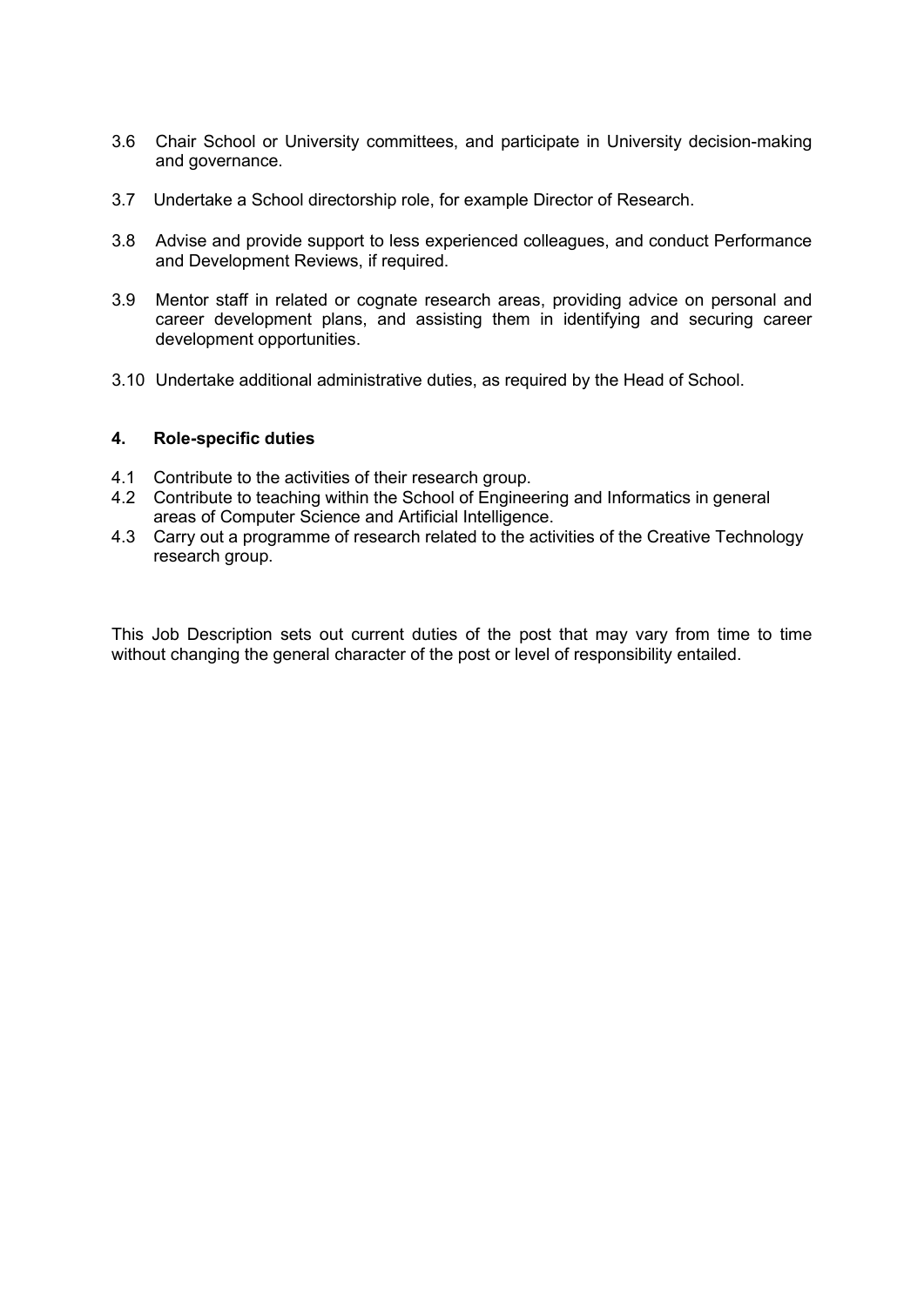3.6 Chair School or University committees, and participate in University decision-making and governance.

3.7 Undertake a School directorship role, for example Director of Research.

3.8 Advise and provide support to less experienced colleagues, and conduct Performance and Development Reviews, if required.

3.9 Mentor staff in related or cognate research areas, providing advice on personal and career development plans, and assisting them in identifying and securing career development opportunities.

3.10 Undertake additional administrative duties, as required by the Head of School.

#### 4. Role-specific duties

4.1 Contribute to the activities of their research group.
4.2 Contribute to teaching within the School of Engineering and Informatics in general areas of Computer Science and Artificial Intelligence.
4.3 Carry out a programme of research related to the activities of the Creative Technology research group.

This Job Description sets out current duties of the post that may vary from time to time without changing the general character of the post or level of responsibility entailed.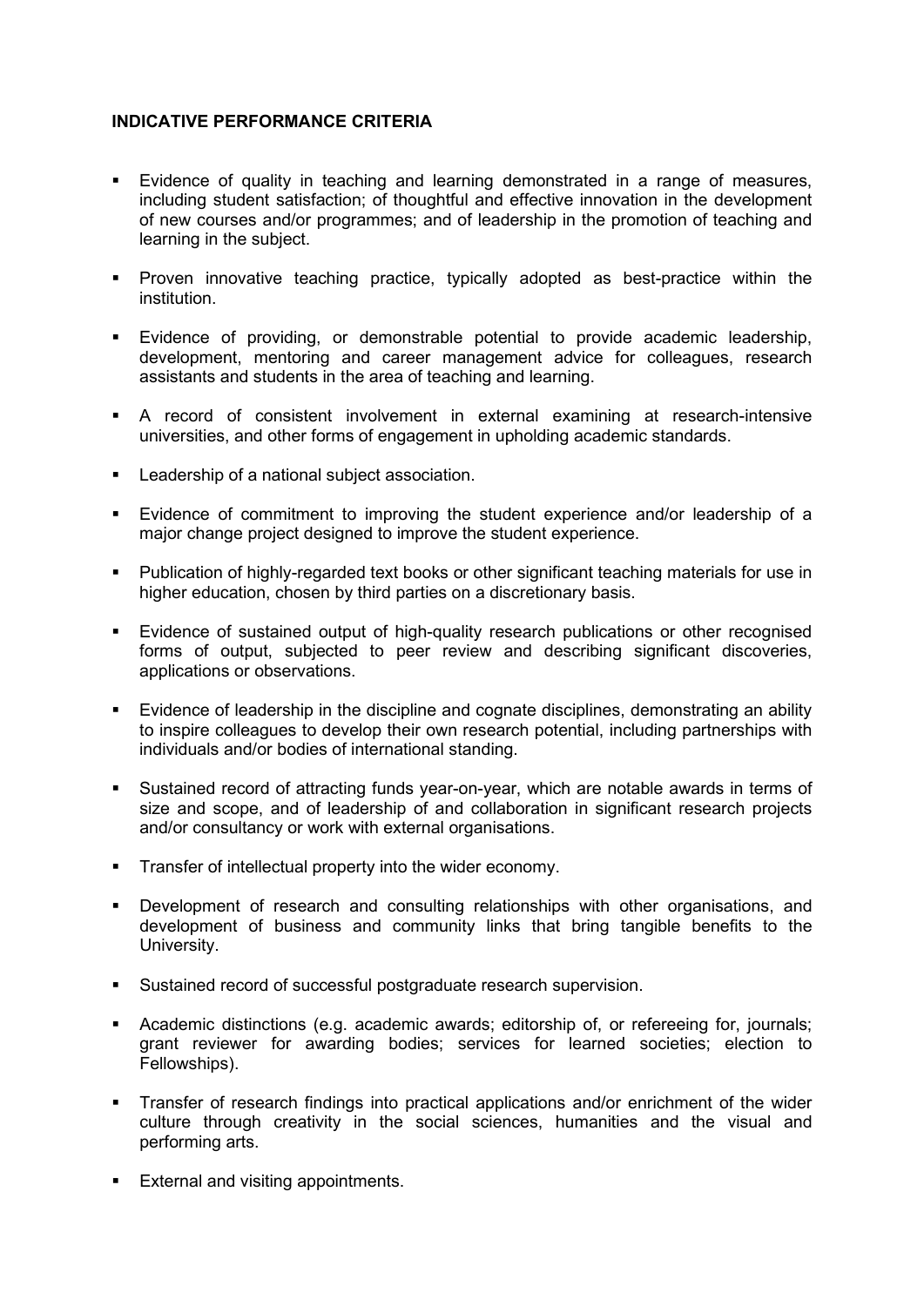**INDICATIVE PERFORMANCE CRITERIA**

- Evidence of quality in teaching and learning demonstrated in a range of measures, including student satisfaction; of thoughtful and effective innovation in the development of new courses and/or programmes; and of leadership in the promotion of teaching and learning in the subject.
- Proven innovative teaching practice, typically adopted as best-practice within the institution.
- Evidence of providing, or demonstrable potential to provide academic leadership, development, mentoring and career management advice for colleagues, research assistants and students in the area of teaching and learning.
- A record of consistent involvement in external examining at research-intensive universities, and other forms of engagement in upholding academic standards.
- Leadership of a national subject association.
- Evidence of commitment to improving the student experience and/or leadership of a major change project designed to improve the student experience.
- Publication of highly-regarded text books or other significant teaching materials for use in higher education, chosen by third parties on a discretionary basis.
- Evidence of sustained output of high-quality research publications or other recognised forms of output, subjected to peer review and describing significant discoveries, applications or observations.
- Evidence of leadership in the discipline and cognate disciplines, demonstrating an ability to inspire colleagues to develop their own research potential, including partnerships with individuals and/or bodies of international standing.
- Sustained record of attracting funds year-on-year, which are notable awards in terms of size and scope, and of leadership of and collaboration in significant research projects and/or consultancy or work with external organisations.
- Transfer of intellectual property into the wider economy.
- Development of research and consulting relationships with other organisations, and development of business and community links that bring tangible benefits to the University.
- Sustained record of successful postgraduate research supervision.
- Academic distinctions (e.g. academic awards; editorship of, or refereeing for, journals; grant reviewer for awarding bodies; services for learned societies; election to Fellowships).
- Transfer of research findings into practical applications and/or enrichment of the wider culture through creativity in the social sciences, humanities and the visual and performing arts.
- External and visiting appointments.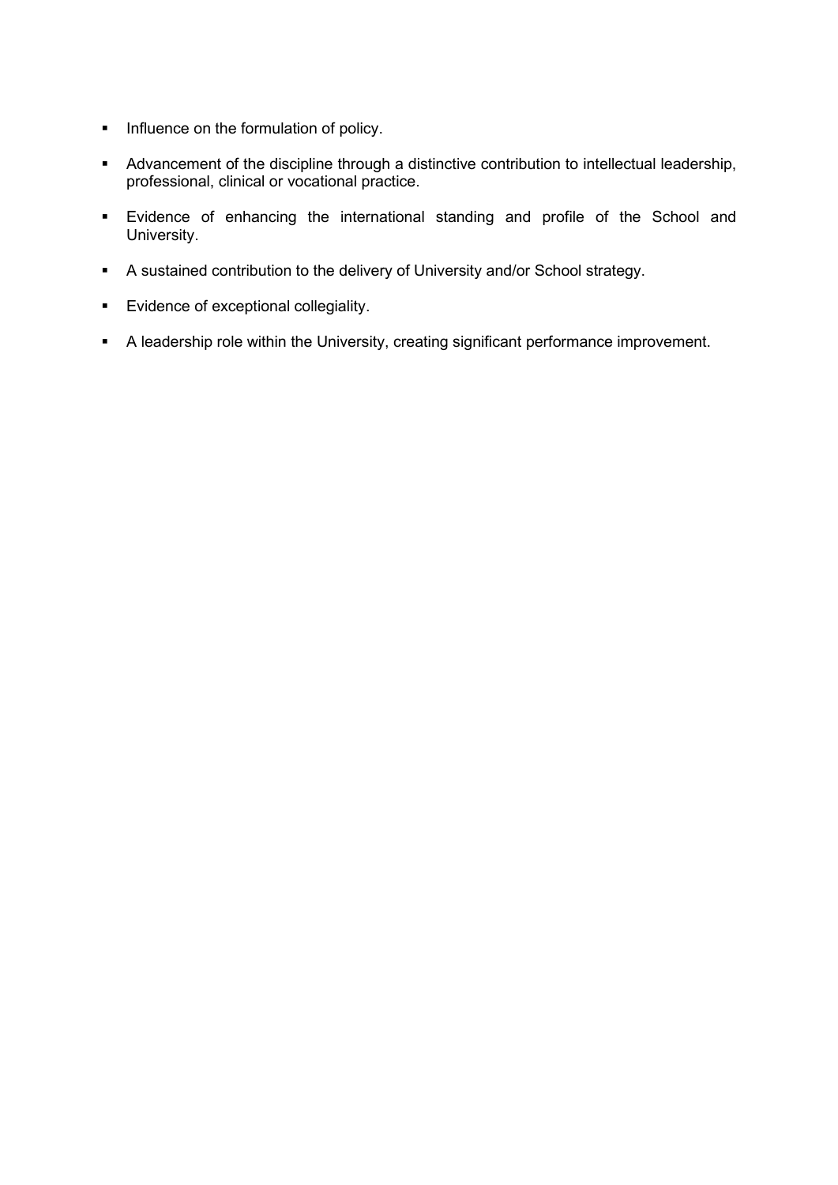- Influence on the formulation of policy.
- Advancement of the discipline through a distinctive contribution to intellectual leadership, professional, clinical or vocational practice.
- Evidence of enhancing the international standing and profile of the School and University.
- A sustained contribution to the delivery of University and/or School strategy.
- Evidence of exceptional collegiality.
- A leadership role within the University, creating significant performance improvement.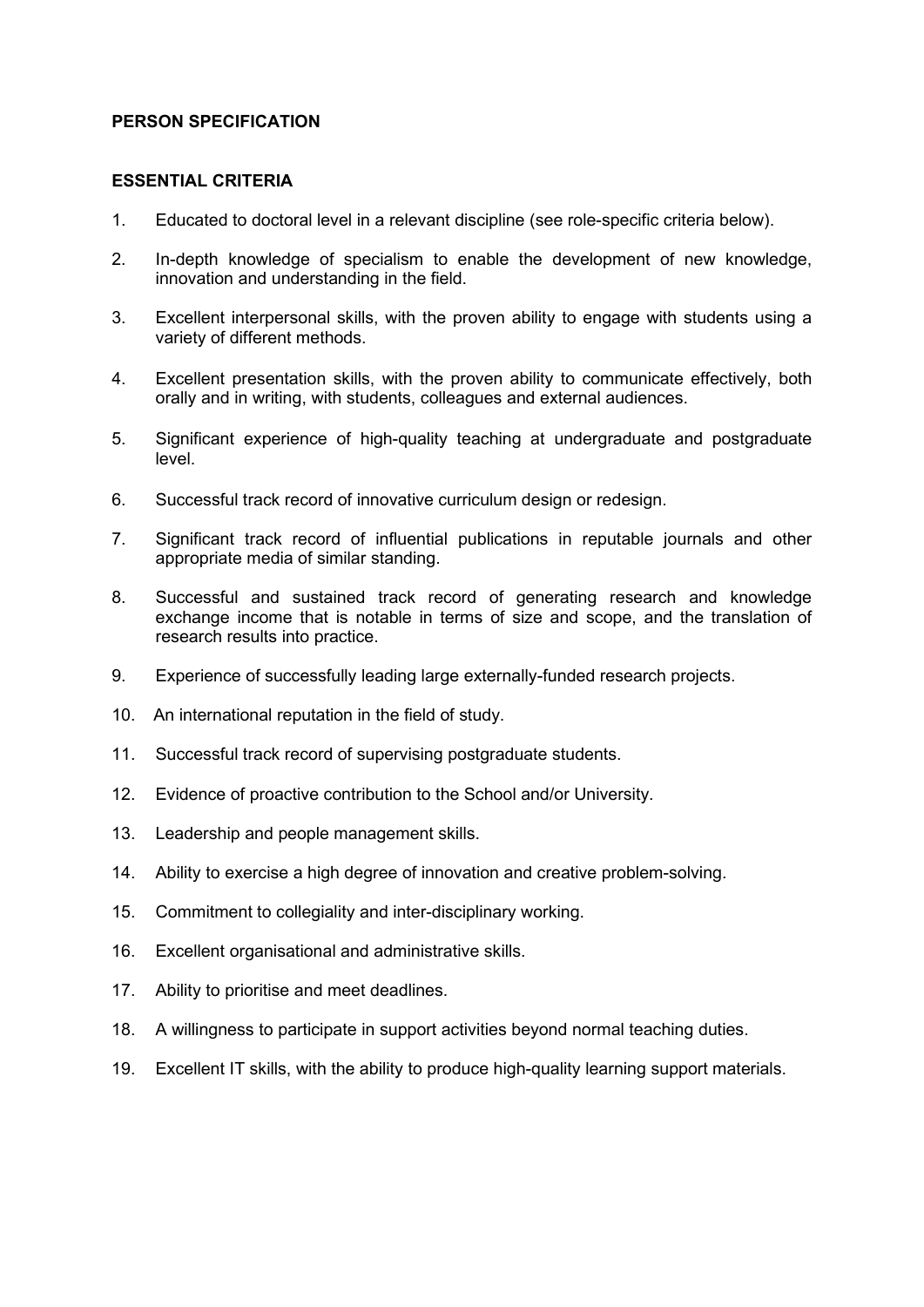## PERSON SPECIFICATION

### ESSENTIAL CRITERIA

1. Educated to doctoral level in a relevant discipline (see role-specific criteria below).
2. In-depth knowledge of specialism to enable the development of new knowledge, innovation and understanding in the field.
3. Excellent interpersonal skills, with the proven ability to engage with students using a variety of different methods.
4. Excellent presentation skills, with the proven ability to communicate effectively, both orally and in writing, with students, colleagues and external audiences.
5. Significant experience of high-quality teaching at undergraduate and postgraduate level.
6. Successful track record of innovative curriculum design or redesign.
7. Significant track record of influential publications in reputable journals and other appropriate media of similar standing.
8. Successful and sustained track record of generating research and knowledge exchange income that is notable in terms of size and scope, and the translation of research results into practice.
9. Experience of successfully leading large externally-funded research projects.
10. An international reputation in the field of study.
11. Successful track record of supervising postgraduate students.
12. Evidence of proactive contribution to the School and/or University.
13. Leadership and people management skills.
14. Ability to exercise a high degree of innovation and creative problem-solving.
15. Commitment to collegiality and inter-disciplinary working.
16. Excellent organisational and administrative skills.
17. Ability to prioritise and meet deadlines.
18. A willingness to participate in support activities beyond normal teaching duties.
19. Excellent IT skills, with the ability to produce high-quality learning support materials.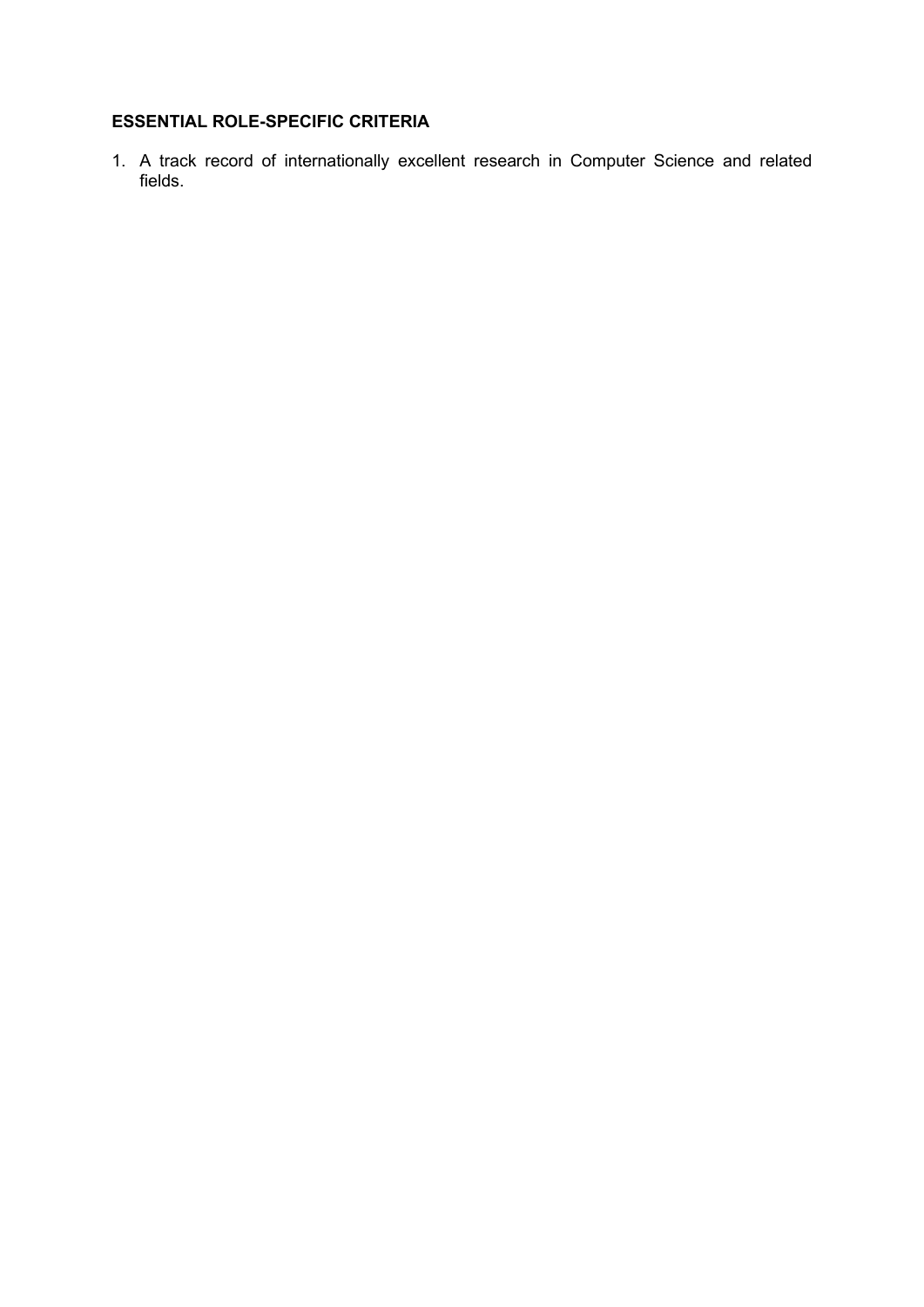**ESSENTIAL ROLE-SPECIFIC CRITERIA**

1. A track record of internationally excellent research in Computer Science and related fields.